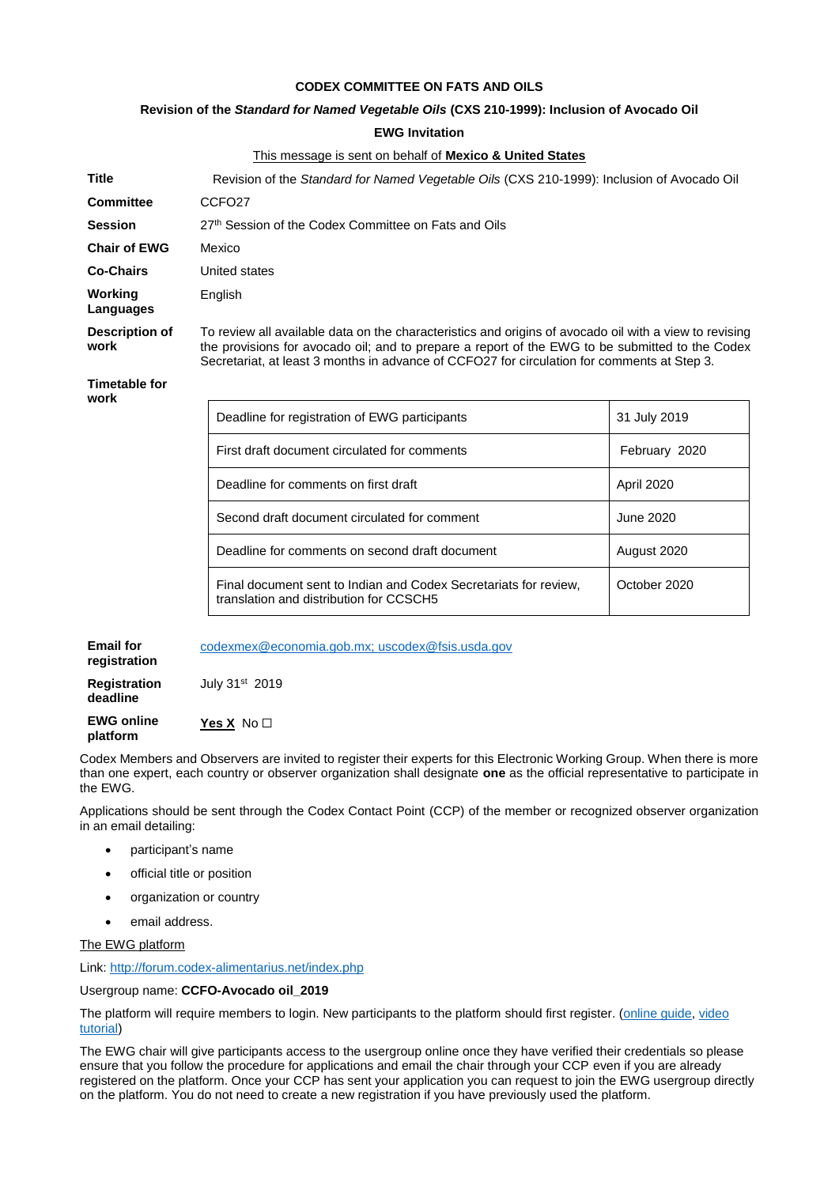**CODEX COMMITTEE ON FATS AND OILS**

**Revision of the *Standard for Named Vegetable Oils* (CXS 210-1999): Inclusion of Avocado Oil**

**EWG Invitation**

This message is sent on behalf of **Mexico & United States**

| | |
|---|---|
| **Title** | Revision of the *Standard for Named Vegetable Oils* (CXS 210-1999): Inclusion of Avocado Oil |
| **Committee** | CCFO27 |
| **Session** | 27th Session of the Codex Committee on Fats and Oils |
| **Chair of EWG** | Mexico |
| **Co-Chairs** | United states |
| **Working Languages** | English |
| **Description of work** | To review all available data on the characteristics and origins of avocado oil with a view to revising the provisions for avocado oil; and to prepare a report of the EWG to be submitted to the Codex Secretariat, at least 3 months in advance of CCFO27 for circulation for comments at Step 3. |

**Timetable for work**

| | |
|---|---|
| Deadline for registration of EWG participants | 31 July 2019 |
| First draft document circulated for comments | February 2020 |
| Deadline for comments on first draft | April 2020 |
| Second draft document circulated for comment | June 2020 |
| Deadline for comments on second draft document | August 2020 |
| Final document sent to Indian and Codex Secretariats for review, translation and distribution for CCSCH5 | October 2020 |

| | |
|---|---|
| **Email for registration** | codexmex@economia.gob.mx; uscodex@fsis.usda.gov |
| **Registration deadline** | July 31st 2019 |
| **EWG online platform** | **Yes X** No ☐ |

Codex Members and Observers are invited to register their experts for this Electronic Working Group. When there is more than one expert, each country or observer organization shall designate **one** as the official representative to participate in the EWG.

Applications should be sent through the Codex Contact Point (CCP) of the member or recognized observer organization in an email detailing:

- participant's name
- official title or position
- organization or country
- email address.

The EWG platform

Link: http://forum.codex-alimentarius.net/index.php

Usergroup name: **CCFO-Avocado oil_2019**

The platform will require members to login. New participants to the platform should first register. (online guide, video tutorial)

The EWG chair will give participants access to the usergroup online once they have verified their credentials so please ensure that you follow the procedure for applications and email the chair through your CCP even if you are already registered on the platform. Once your CCP has sent your application you can request to join the EWG usergroup directly on the platform. You do not need to create a new registration if you have previously used the platform.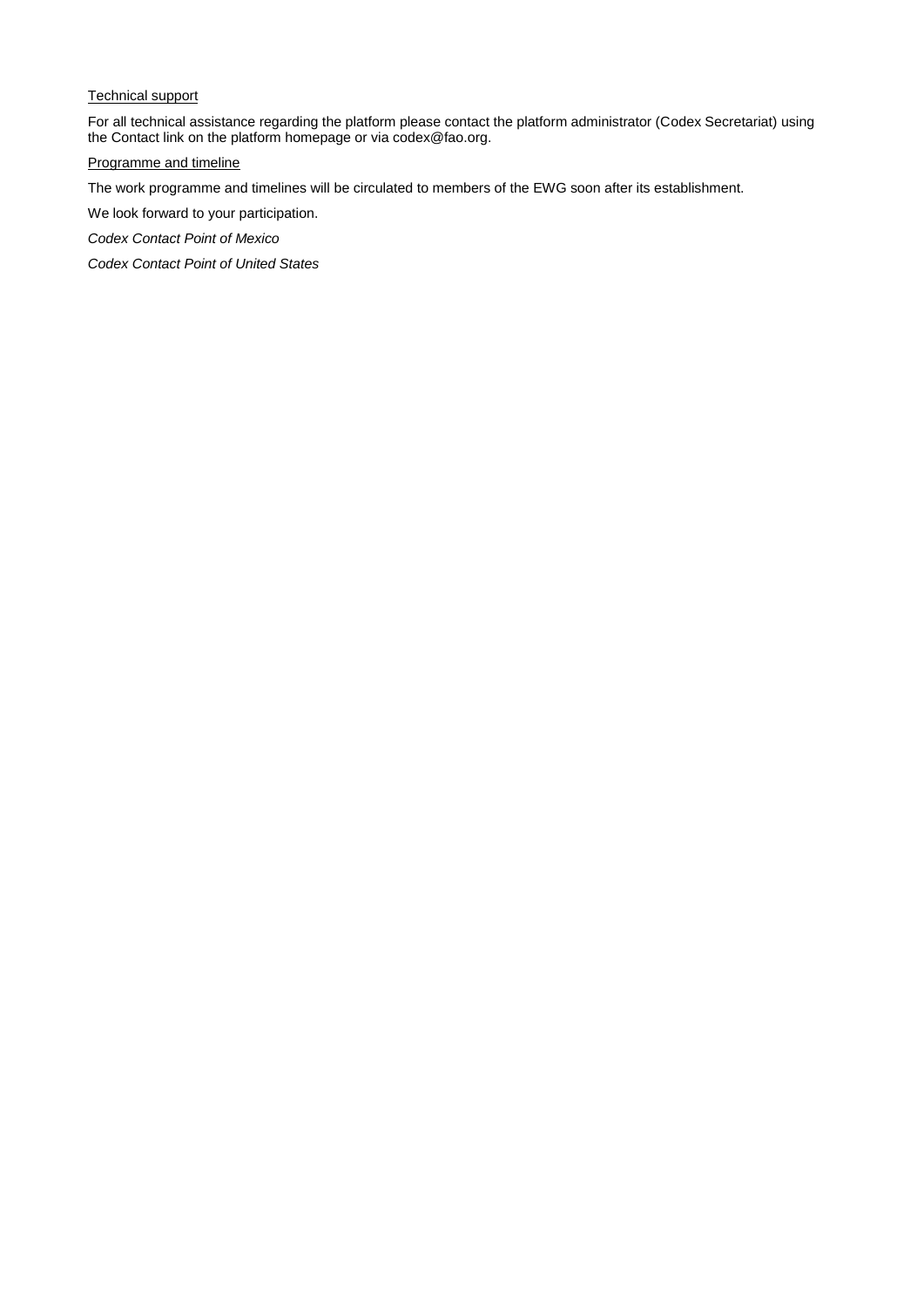<u>Technical support</u>

For all technical assistance regarding the platform please contact the platform administrator (Codex Secretariat) using the Contact link on the platform homepage or via codex@fao.org.

<u>Programme and timeline</u>

The work programme and timelines will be circulated to members of the EWG soon after its establishment.

We look forward to your participation.

*Codex Contact Point of Mexico*

*Codex Contact Point of United States*